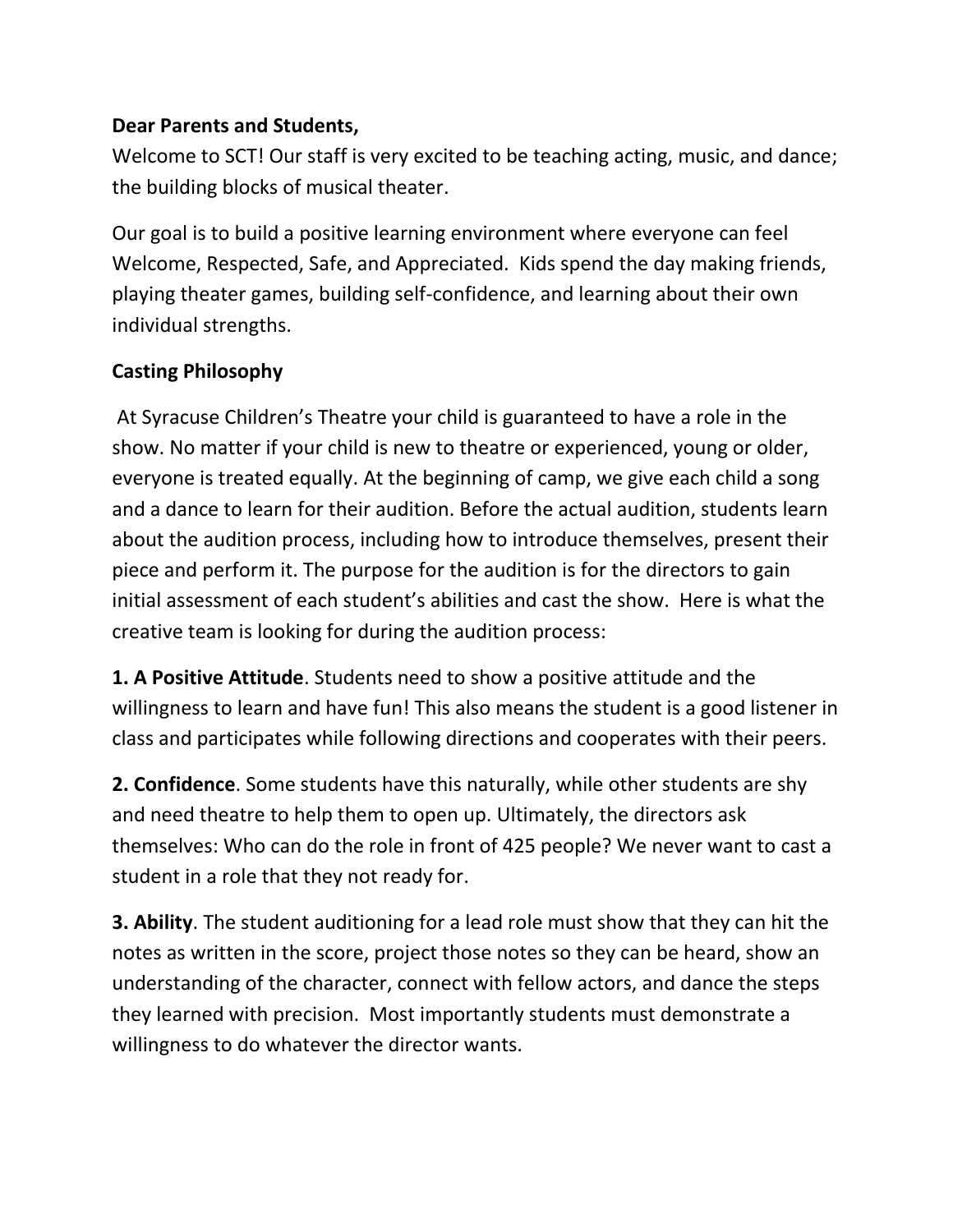**Dear Parents and Students,**
Welcome to SCT! Our staff is very excited to be teaching acting, music, and dance; the building blocks of musical theater.

Our goal is to build a positive learning environment where everyone can feel Welcome, Respected, Safe, and Appreciated. Kids spend the day making friends, playing theater games, building self-confidence, and learning about their own individual strengths.

**Casting Philosophy**

At Syracuse Children's Theatre your child is guaranteed to have a role in the show. No matter if your child is new to theatre or experienced, young or older, everyone is treated equally. At the beginning of camp, we give each child a song and a dance to learn for their audition. Before the actual audition, students learn about the audition process, including how to introduce themselves, present their piece and perform it. The purpose for the audition is for the directors to gain initial assessment of each student's abilities and cast the show. Here is what the creative team is looking for during the audition process:

**1. A Positive Attitude**. Students need to show a positive attitude and the willingness to learn and have fun! This also means the student is a good listener in class and participates while following directions and cooperates with their peers.

**2. Confidence**. Some students have this naturally, while other students are shy and need theatre to help them to open up. Ultimately, the directors ask themselves: Who can do the role in front of 425 people? We never want to cast a student in a role that they not ready for.

**3. Ability**. The student auditioning for a lead role must show that they can hit the notes as written in the score, project those notes so they can be heard, show an understanding of the character, connect with fellow actors, and dance the steps they learned with precision. Most importantly students must demonstrate a willingness to do whatever the director wants.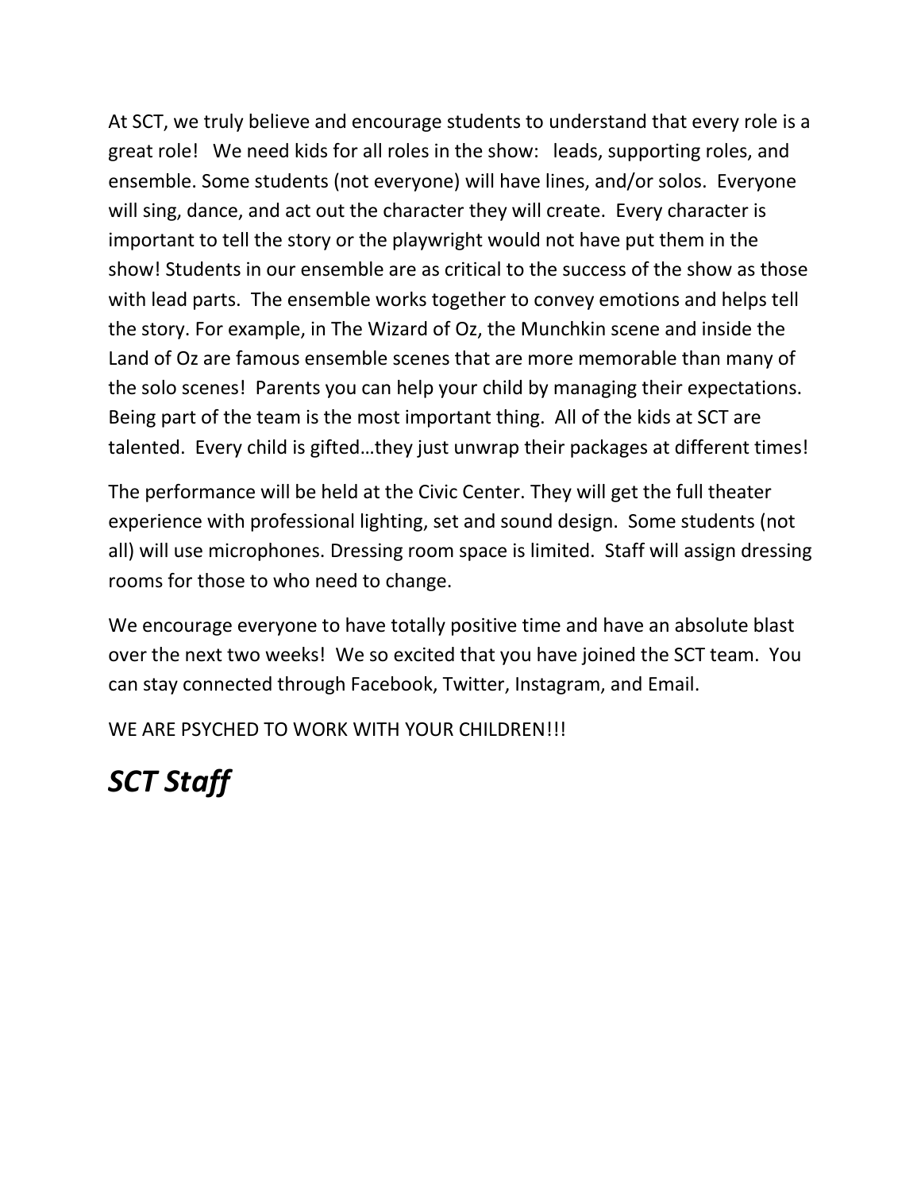At SCT, we truly believe and encourage students to understand that every role is a great role! We need kids for all roles in the show: leads, supporting roles, and ensemble. Some students (not everyone) will have lines, and/or solos. Everyone will sing, dance, and act out the character they will create. Every character is important to tell the story or the playwright would not have put them in the show! Students in our ensemble are as critical to the success of the show as those with lead parts. The ensemble works together to convey emotions and helps tell the story. For example, in The Wizard of Oz, the Munchkin scene and inside the Land of Oz are famous ensemble scenes that are more memorable than many of the solo scenes! Parents you can help your child by managing their expectations. Being part of the team is the most important thing. All of the kids at SCT are talented. Every child is gifted…they just unwrap their packages at different times!

The performance will be held at the Civic Center. They will get the full theater experience with professional lighting, set and sound design. Some students (not all) will use microphones. Dressing room space is limited. Staff will assign dressing rooms for those to who need to change.

We encourage everyone to have totally positive time and have an absolute blast over the next two weeks! We so excited that you have joined the SCT team. You can stay connected through Facebook, Twitter, Instagram, and Email.

WE ARE PSYCHED TO WORK WITH YOUR CHILDREN!!!

***SCT Staff***